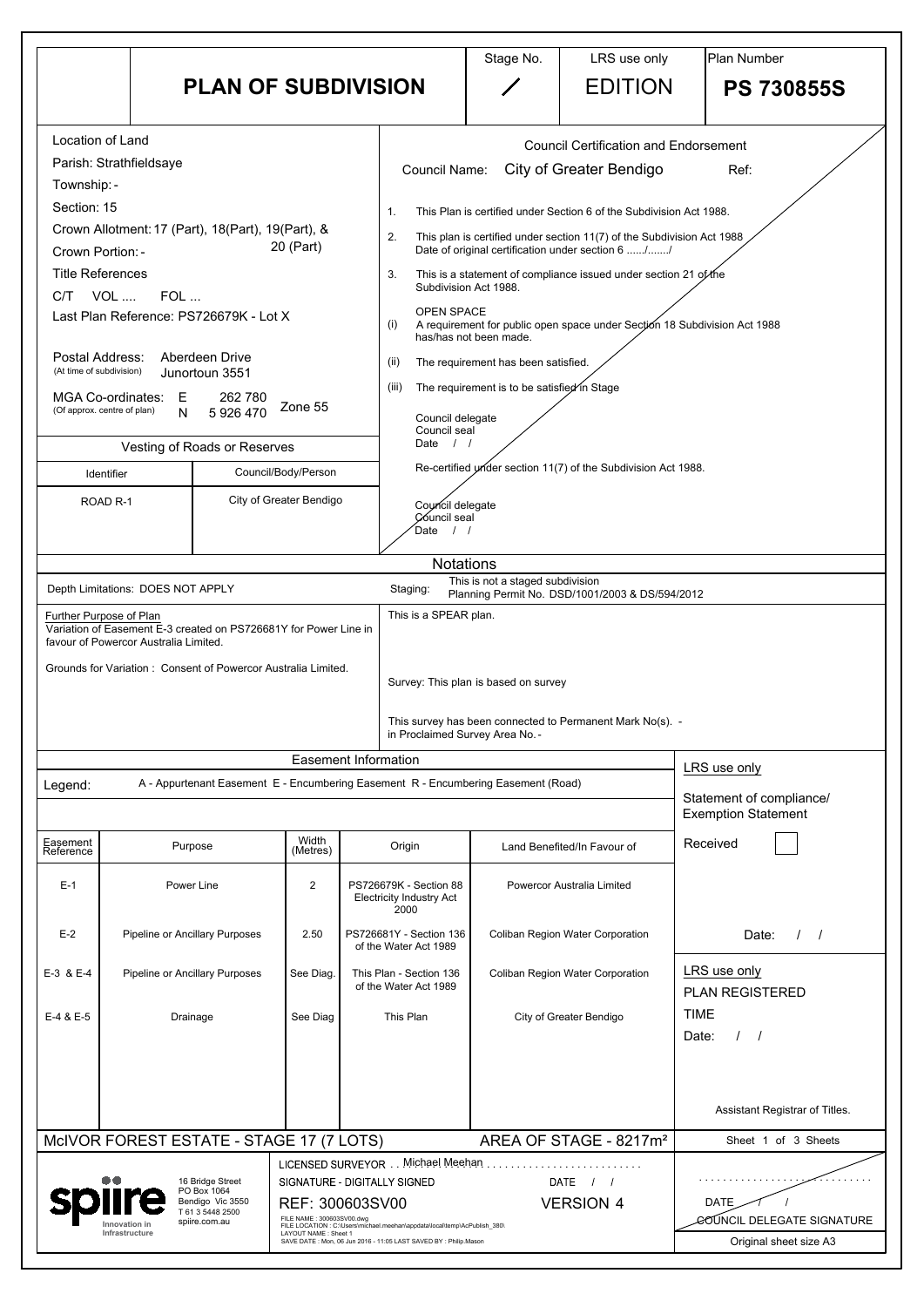# PLAN OF SUBDIVISION

| Stage No. | LRS use only | Plan Number |
|---|---|---|
| / | EDITION | **PS 730855S** |

**Location of Land**

Parish: Strathfieldsaye
Township: -
Section: 15
Crown Allotment: 17 (Part), 18(Part), 19(Part), & 20 (Part)
Crown Portion: -

Title References
C/T VOL .... FOL ...
Last Plan Reference: PS726679K - Lot X

Postal Address: (At time of subdivision) Aberdeen Drive Junortoun 3551

MGA Co-ordinates: (Of approx. centre of plan) E 262 780 N 5 926 470 Zone 55

**Vesting of Roads or Reserves**

| Identifier | Council/Body/Person |
|---|---|
| ROAD R-1 | City of Greater Bendigo |

**Council Certification and Endorsement**

Council Name: City of Greater Bendigo Ref:

1. This Plan is certified under Section 6 of the Subdivision Act 1988.
2. This plan is certified under section 11(7) of the Subdivision Act 1988 Date of original certification under section 6 ....../......./
3. This is a statement of compliance issued under section 21 of the Subdivision Act 1988.

OPEN SPACE
(i) A requirement for public open space under Section 18 Subdivision Act 1988 has/has not been made.
(ii) The requirement has been satisfied.
(iii) The requirement is to be satisfied in Stage

Council delegate
Council seal
Date / /

Re-certified under section 11(7) of the Subdivision Act 1988.

Council delegate
Council seal
Date / /

## Notations

Depth Limitations: DOES NOT APPLY

Staging: This is not a staged subdivision
Planning Permit No. DSD/1001/2003 & DS/594/2012

Further Purpose of Plan
Variation of Easement E-3 created on PS726681Y for Power Line in favour of Powercor Australia Limited.

Grounds for Variation : Consent of Powercor Australia Limited.

This is a SPEAR plan.

Survey: This plan is based on survey

This survey has been connected to Permanent Mark No(s). - in Proclaimed Survey Area No. -

## Easement Information

Legend: A - Appurtenant Easement E - Encumbering Easement R - Encumbering Easement (Road)

| Easement Reference | Purpose | Width (Metres) | Origin | Land Benefited/In Favour of |
|---|---|---|---|---|
| E-1 | Power Line | 2 | PS726679K - Section 88 Electricity Industry Act 2000 | Powercor Australia Limited |
| E-2 | Pipeline or Ancillary Purposes | 2.50 | PS726681Y - Section 136 of the Water Act 1989 | Coliban Region Water Corporation |
| E-3 & E-4 | Pipeline or Ancillary Purposes | See Diag. | This Plan - Section 136 of the Water Act 1989 | Coliban Region Water Corporation |
| E-4 & E-5 | Drainage | See Diag | This Plan | City of Greater Bendigo |

LRS use only
Statement of compliance/ Exemption Statement
Received
Date: / /

LRS use only
PLAN REGISTERED
TIME
Date: / /

Assistant Registrar of Titles.

**McIVOR FOREST ESTATE - STAGE 17 (7 LOTS)** AREA OF STAGE - 8217m²

spiire — Innovation in Infrastructure
16 Bridge Street
PO Box 1064
Bendigo Vic 3550
T 61 3 5448 2500
spiire.com.au

LICENSED SURVEYOR . . Michael Meehan
SIGNATURE - DIGITALLY SIGNED DATE / /
REF: 300603SV00 VERSION 4
FILE NAME : 300603SV00.dwg
FILE LOCATION : C:\Users\michael.meehan\appdata\local\temp\AcPublish_380\
LAYOUT NAME : Sheet 1
SAVE DATE : Mon, 06 Jun 2016 - 11:05 LAST SAVED BY : Philip.Mason

DATE / /
COUNCIL DELEGATE SIGNATURE

Original sheet size A3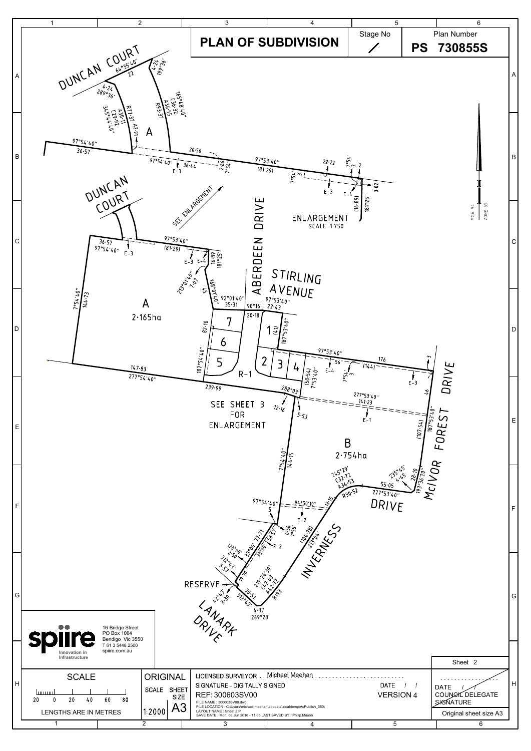# PLAN OF SUBDIVISION

| Stage No | Plan Number |
|---|---|
| / | PS 730855S |

DUNCAN COURT

64°35'40" 22

4·24 199°36'

4·24 289°36'

345°54'40" C29·92 A30·11 R77·37 A2·91

165°48'40" C36·32 A36·55 R93·37

A

97°54'40" 36·57

20·56

97°54'40" 36·44 E–3

2·86 7°54'

97°53'40" (81·29)

22·22

7°54' 3

7°54' 3 2

E–3 E–4

3·02

(16·89) 181°25'

ENLARGEMENT SCALE 1:750

SEE ENLARGEMENT

DUNCAN COURT

ABERDEEN DRIVE

STIRLING AVENUE

36·57 97°54'40" E–3

97°53'40" (81·29)

E–3 E–4 16·89 181°25'

213°01'40" 7·01

168°01'40" 45

92°01'40" 35·31

90°16' 97°53'40" 22·43

20·18

7°54'40" 144·73

A 2·165ha

82·10

7 6 5

1 (41) 187°53'40"

2 3 4

187°54'40"

97°53'40"

56 E–4

176 (144)

7°54' 3

3

E–3

(50·54) 7°53'40"

R–1

147·83 277°54'40"

239·99

288°03'

12·16

5·53

277°53'40" 141·23

E–1

46

187°53'40" (107·54)

McIVOR FOREST DRIVE

SEE SHEET 3 FOR ENLARGEMENT

B 2·754ha

7°54'40" 144·15

245°29' C32·72 A34·53 R30·52

235°15' 4·45

55·05 277°53'40"

28·10 193°36'20"

DRIVE

13·15

97°54'40" 5

94°50'10"

E–2

0·56 7°55

(104·28) 213°04'

123°00' 2·50

33°00' 77·71

58·57 33°00' E–2

312°43' 5·57

19·70

219°24'30" C42·63 A42·72 R193

INVERNESS

RESERVE

42°43' 3·30

30·51 312°43'

4·37 269°28'

LANARK DRIVE

MGA 94 ZONE 55

spiire Innovation in Infrastructure
16 Bridge Street
PO Box 1064
Bendigo Vic 3550
T 61 3 5448 2500
spiire.com.au

Sheet 2

| SCALE | ORIGINAL | | |
|---|---|---|---|
| 20 0 20 40 60 80 | SCALE 1:2000 | SHEET SIZE A3 | |
| LENGTHS ARE IN METRES | | | |

LICENSED SURVEYOR . . Michael Meehan . . . . . . . . . . . . . . . . . . . . . . . . .

SIGNATURE - DIGITALLY SIGNED    DATE / /

REF: 300603SV00    VERSION 4

FILE NAME : 300603SV00.dwg
FILE LOCATION : C:\Users\michael.meehan\appdata\local\temp\AcPublish_380\
LAYOUT NAME : Sheet 2 P
SAVE DATE : Mon, 06 Jun 2016 - 11:05 LAST SAVED BY : Philip.Mason

DATE / /
COUNCIL DELEGATE SIGNATURE

Original sheet size A3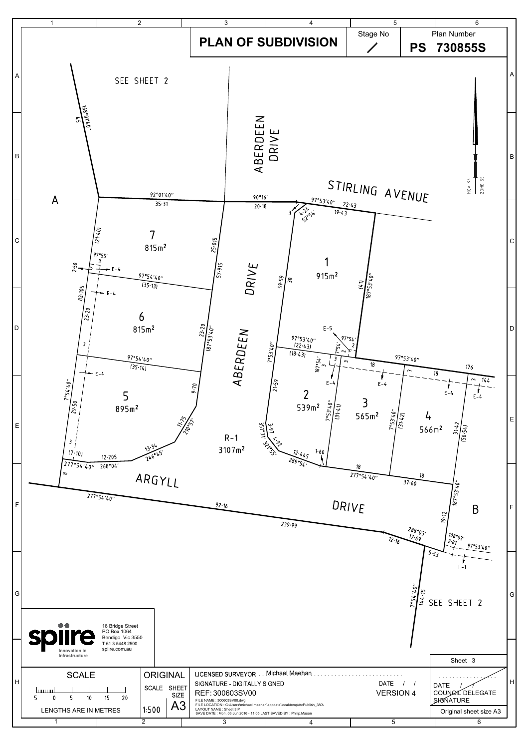# PLAN OF SUBDIVISION

Stage No /

Plan Number **PS 730855S**

SEE SHEET 2

ABERDEEN DRIVE

STIRLING AVENUE

MGA 94 ZONE 55

A

B

7 815m²

6 815m²

5 895m²

1 915m²

2 539m²

3 565m²

4 566m²

R-1 3107m²

ABERDEEN DRIVE

ARGYLL DRIVE

E-1

E-4

E-5

92°01'40" 35·31

90°16' 20·18

97°53'40" 22·43 19·43

4·24 52°54'

168°01'40" 45

97°55' 3

2·50

97°54'40" (35·13)

97°54'40" (35·14)

82·105 23·20 3 (21·40)

7°54'40" 29·50 3

(7·10) 12·205

277°54'40" 268°04'

13·34 246°45'

11·75 210°57'

9·70

23·20 187°53'40"

25·015 57·915

59·59 38

7°53'40" 21·59

3·97 351°31'

4·92 321°55'

12·445 289°54'

1·60

97°53'40" (22·43) (18·43)

187°54' 3

97°54' 7°54' 2

3

(41) 187°53'40"

97°53'40"

18 3 18 176 3 144

7°53'40" (31·41)

7°53'40" (31·42)

31·42 (50·54)

18 277°54'40"

18 37·60

187°53'40" 19·12

277°54'40"

92·16

239·99

288°03' 17·69

12·16

108°03' 2·81

5·53

97°53'40"

7°54'40" 144·15

SEE SHEET 2

8

spiire
Innovation in Infrastructure

16 Bridge Street
PO Box 1064
Bendigo Vic 3550
T 61 3 5448 2500
spiire.com.au

SCALE

5 0 5 10 15 20

LENGTHS ARE IN METRES

ORIGINAL SCALE 1:500

SHEET SIZE A3

LICENSED SURVEYOR . . Michael Meehan . . . . . . . . . . . . . . . . . . . . . . . . . .

SIGNATURE - DIGITALLY SIGNED

DATE / /

REF: 300603SV00

VERSION 4

FILE NAME : 300603SV00.dwg
FILE LOCATION : C:\Users\michael.meehan\appdata\local\temp\AcPublish_380\
LAYOUT NAME : Sheet 3 P
SAVE DATE : Mon, 06 Jun 2016 - 11:05 LAST SAVED BY : Philip.Mason

Sheet 3

. . . . . . . . . . . . . . . . . . . . .

DATE / /

COUNCIL DELEGATE SIGNATURE

Original sheet size A3